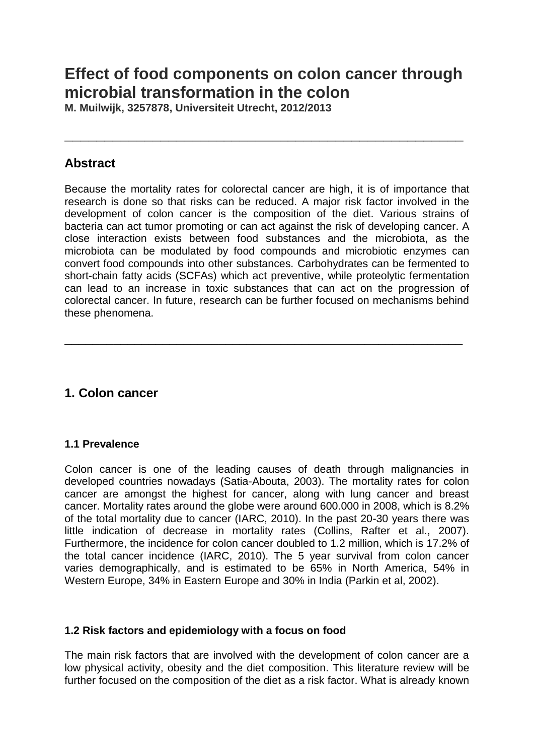# Effect of food components on colon cancer through microbial transformation in the colon

**M. Muilwijk, 3257878, Universiteit Utrecht, 2012/2013**

---

## Abstract

Because the mortality rates for colorectal cancer are high, it is of importance that research is done so that risks can be reduced. A major risk factor involved in the development of colon cancer is the composition of the diet. Various strains of bacteria can act tumor promoting or can act against the risk of developing cancer. A close interaction exists between food substances and the microbiota, as the microbiota can be modulated by food compounds and microbiotic enzymes can convert food compounds into other substances. Carbohydrates can be fermented to short-chain fatty acids (SCFAs) which act preventive, while proteolytic fermentation can lead to an increase in toxic substances that can act on the progression of colorectal cancer. In future, research can be further focused on mechanisms behind these phenomena.

---

## 1. Colon cancer

### 1.1 Prevalence

Colon cancer is one of the leading causes of death through malignancies in developed countries nowadays (Satia-Abouta, 2003). The mortality rates for colon cancer are amongst the highest for cancer, along with lung cancer and breast cancer. Mortality rates around the globe were around 600.000 in 2008, which is 8.2% of the total mortality due to cancer (IARC, 2010). In the past 20-30 years there was little indication of decrease in mortality rates (Collins, Rafter et al., 2007). Furthermore, the incidence for colon cancer doubled to 1.2 million, which is 17.2% of the total cancer incidence (IARC, 2010). The 5 year survival from colon cancer varies demographically, and is estimated to be 65% in North America, 54% in Western Europe, 34% in Eastern Europe and 30% in India (Parkin et al, 2002).

### 1.2 Risk factors and epidemiology with a focus on food

The main risk factors that are involved with the development of colon cancer are a low physical activity, obesity and the diet composition. This literature review will be further focused on the composition of the diet as a risk factor. What is already known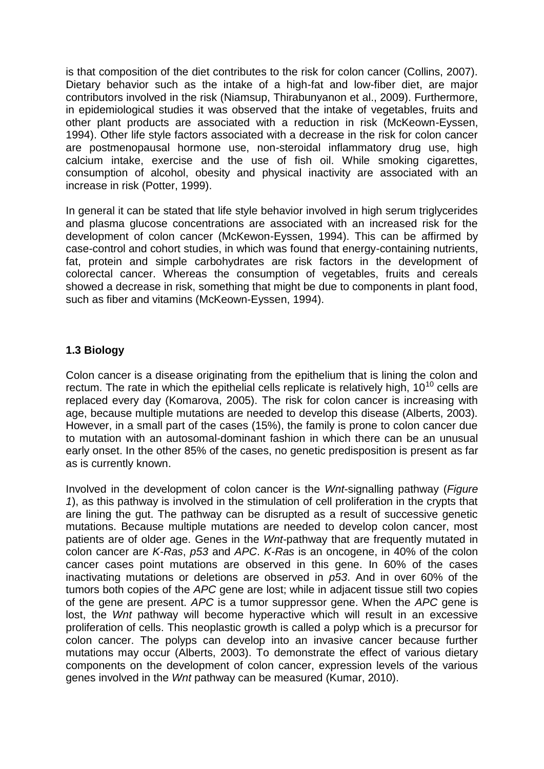is that composition of the diet contributes to the risk for colon cancer (Collins, 2007). Dietary behavior such as the intake of a high-fat and low-fiber diet, are major contributors involved in the risk (Niamsup, Thirabunyanon et al., 2009). Furthermore, in epidemiological studies it was observed that the intake of vegetables, fruits and other plant products are associated with a reduction in risk (McKeown-Eyssen, 1994). Other life style factors associated with a decrease in the risk for colon cancer are postmenopausal hormone use, non-steroidal inflammatory drug use, high calcium intake, exercise and the use of fish oil. While smoking cigarettes, consumption of alcohol, obesity and physical inactivity are associated with an increase in risk (Potter, 1999).

In general it can be stated that life style behavior involved in high serum triglycerides and plasma glucose concentrations are associated with an increased risk for the development of colon cancer (McKewon-Eyssen, 1994). This can be affirmed by case-control and cohort studies, in which was found that energy-containing nutrients, fat, protein and simple carbohydrates are risk factors in the development of colorectal cancer. Whereas the consumption of vegetables, fruits and cereals showed a decrease in risk, something that might be due to components in plant food, such as fiber and vitamins (McKeown-Eyssen, 1994).

### 1.3 Biology

Colon cancer is a disease originating from the epithelium that is lining the colon and rectum. The rate in which the epithelial cells replicate is relatively high, $10^{10}$ cells are replaced every day (Komarova, 2005). The risk for colon cancer is increasing with age, because multiple mutations are needed to develop this disease (Alberts, 2003). However, in a small part of the cases (15%), the family is prone to colon cancer due to mutation with an autosomal-dominant fashion in which there can be an unusual early onset. In the other 85% of the cases, no genetic predisposition is present as far as is currently known.

Involved in the development of colon cancer is the *Wnt*-signalling pathway (*Figure 1*), as this pathway is involved in the stimulation of cell proliferation in the crypts that are lining the gut. The pathway can be disrupted as a result of successive genetic mutations. Because multiple mutations are needed to develop colon cancer, most patients are of older age. Genes in the *Wnt*-pathway that are frequently mutated in colon cancer are *K-Ras*, *p53* and *APC*. *K-Ras* is an oncogene, in 40% of the colon cancer cases point mutations are observed in this gene. In 60% of the cases inactivating mutations or deletions are observed in *p53*. And in over 60% of the tumors both copies of the *APC* gene are lost; while in adjacent tissue still two copies of the gene are present. *APC* is a tumor suppressor gene. When the *APC* gene is lost, the *Wnt* pathway will become hyperactive which will result in an excessive proliferation of cells. This neoplastic growth is called a polyp which is a precursor for colon cancer. The polyps can develop into an invasive cancer because further mutations may occur (Alberts, 2003). To demonstrate the effect of various dietary components on the development of colon cancer, expression levels of the various genes involved in the *Wnt* pathway can be measured (Kumar, 2010).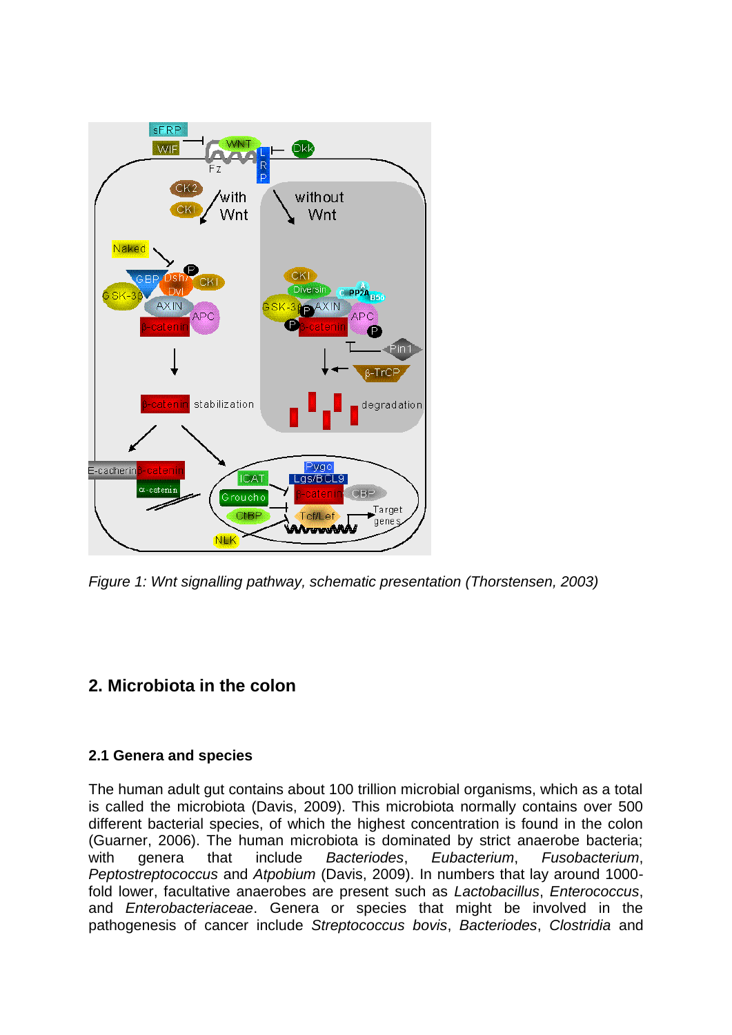*Figure 1: Wnt signalling pathway, schematic presentation (Thorstensen, 2003)*

## 2. Microbiota in the colon

### 2.1 Genera and species

The human adult gut contains about 100 trillion microbial organisms, which as a total is called the microbiota (Davis, 2009). This microbiota normally contains over 500 different bacterial species, of which the highest concentration is found in the colon (Guarner, 2006). The human microbiota is dominated by strict anaerobe bacteria; with genera that include *Bacteriodes*, *Eubacterium*, *Fusobacterium*, *Peptostreptococcus* and *Atpobium* (Davis, 2009). In numbers that lay around 1000-fold lower, facultative anaerobes are present such as *Lactobacillus*, *Enterococcus*, and *Enterobacteriaceae*. Genera or species that might be involved in the pathogenesis of cancer include *Streptococcus bovis*, *Bacteriodes*, *Clostridia* and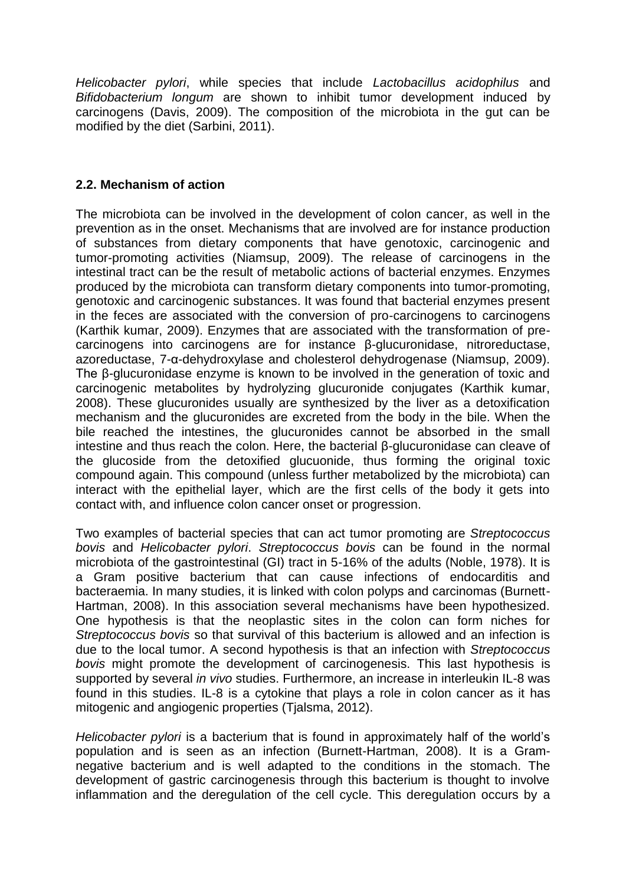*Helicobacter pylori*, while species that include *Lactobacillus acidophilus* and *Bifidobacterium longum* are shown to inhibit tumor development induced by carcinogens (Davis, 2009). The composition of the microbiota in the gut can be modified by the diet (Sarbini, 2011).

### 2.2. Mechanism of action

The microbiota can be involved in the development of colon cancer, as well in the prevention as in the onset. Mechanisms that are involved are for instance production of substances from dietary components that have genotoxic, carcinogenic and tumor-promoting activities (Niamsup, 2009). The release of carcinogens in the intestinal tract can be the result of metabolic actions of bacterial enzymes. Enzymes produced by the microbiota can transform dietary components into tumor-promoting, genotoxic and carcinogenic substances. It was found that bacterial enzymes present in the feces are associated with the conversion of pro-carcinogens to carcinogens (Karthik kumar, 2009). Enzymes that are associated with the transformation of pre-carcinogens into carcinogens are for instance β-glucuronidase, nitroreductase, azoreductase, 7-α-dehydroxylase and cholesterol dehydrogenase (Niamsup, 2009). The β-glucuronidase enzyme is known to be involved in the generation of toxic and carcinogenic metabolites by hydrolyzing glucuronide conjugates (Karthik kumar, 2008). These glucuronides usually are synthesized by the liver as a detoxification mechanism and the glucuronides are excreted from the body in the bile. When the bile reached the intestines, the glucuronides cannot be absorbed in the small intestine and thus reach the colon. Here, the bacterial β-glucuronidase can cleave of the glucoside from the detoxified glucuonide, thus forming the original toxic compound again. This compound (unless further metabolized by the microbiota) can interact with the epithelial layer, which are the first cells of the body it gets into contact with, and influence colon cancer onset or progression.

Two examples of bacterial species that can act tumor promoting are *Streptococcus bovis* and *Helicobacter pylori*. *Streptococcus bovis* can be found in the normal microbiota of the gastrointestinal (GI) tract in 5-16% of the adults (Noble, 1978). It is a Gram positive bacterium that can cause infections of endocarditis and bacteraemia. In many studies, it is linked with colon polyps and carcinomas (Burnett-Hartman, 2008). In this association several mechanisms have been hypothesized. One hypothesis is that the neoplastic sites in the colon can form niches for *Streptococcus bovis* so that survival of this bacterium is allowed and an infection is due to the local tumor. A second hypothesis is that an infection with *Streptococcus bovis* might promote the development of carcinogenesis. This last hypothesis is supported by several *in vivo* studies. Furthermore, an increase in interleukin IL-8 was found in this studies. IL-8 is a cytokine that plays a role in colon cancer as it has mitogenic and angiogenic properties (Tjalsma, 2012).

*Helicobacter pylori* is a bacterium that is found in approximately half of the world's population and is seen as an infection (Burnett-Hartman, 2008). It is a Gram-negative bacterium and is well adapted to the conditions in the stomach. The development of gastric carcinogenesis through this bacterium is thought to involve inflammation and the deregulation of the cell cycle. This deregulation occurs by a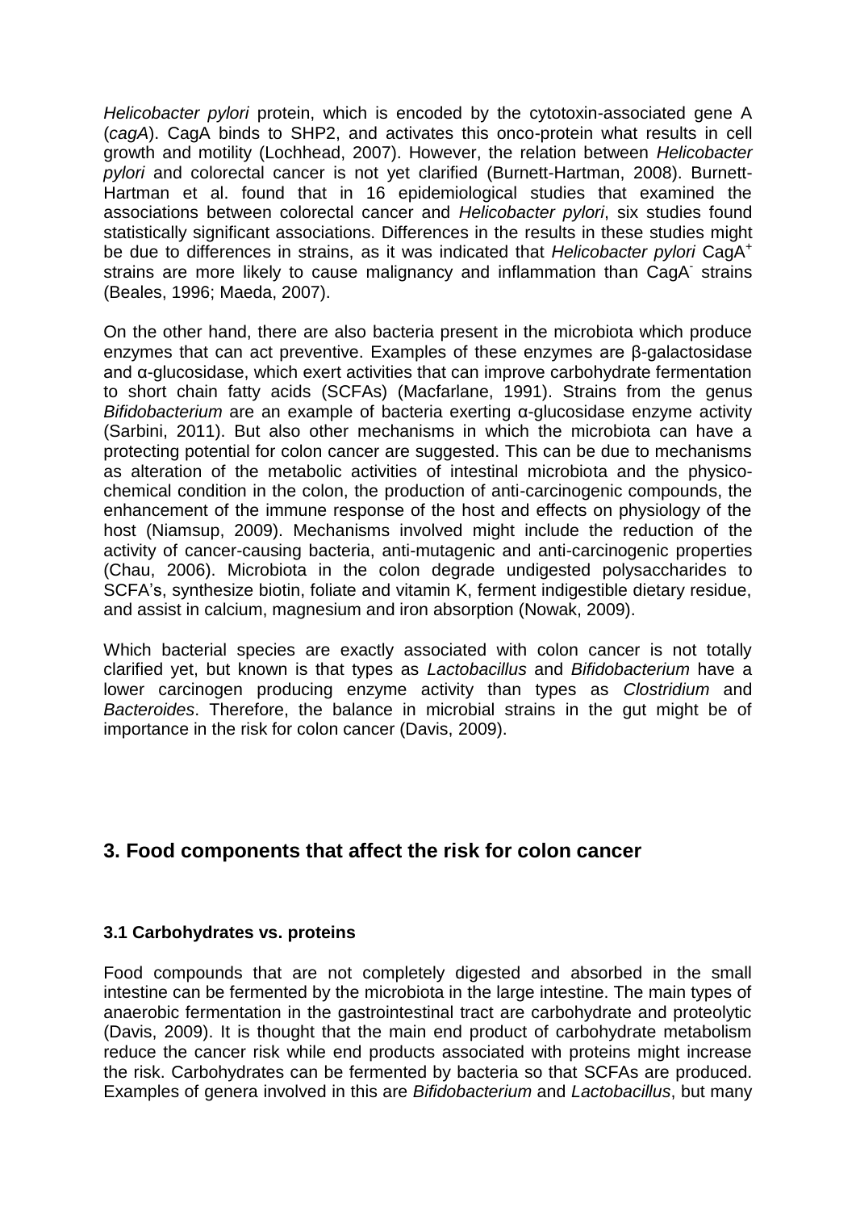*Helicobacter pylori* protein, which is encoded by the cytotoxin-associated gene A (*cagA*). CagA binds to SHP2, and activates this onco-protein what results in cell growth and motility (Lochhead, 2007). However, the relation between *Helicobacter pylori* and colorectal cancer is not yet clarified (Burnett-Hartman, 2008). Burnett-Hartman et al. found that in 16 epidemiological studies that examined the associations between colorectal cancer and *Helicobacter pylori*, six studies found statistically significant associations. Differences in the results in these studies might be due to differences in strains, as it was indicated that *Helicobacter pylori* $CagA^+$ strains are more likely to cause malignancy and inflammation than $CagA^-$ strains (Beales, 1996; Maeda, 2007).

On the other hand, there are also bacteria present in the microbiota which produce enzymes that can act preventive. Examples of these enzymes are β-galactosidase and α-glucosidase, which exert activities that can improve carbohydrate fermentation to short chain fatty acids (SCFAs) (Macfarlane, 1991). Strains from the genus *Bifidobacterium* are an example of bacteria exerting α-glucosidase enzyme activity (Sarbini, 2011). But also other mechanisms in which the microbiota can have a protecting potential for colon cancer are suggested. This can be due to mechanisms as alteration of the metabolic activities of intestinal microbiota and the physico-chemical condition in the colon, the production of anti-carcinogenic compounds, the enhancement of the immune response of the host and effects on physiology of the host (Niamsup, 2009). Mechanisms involved might include the reduction of the activity of cancer-causing bacteria, anti-mutagenic and anti-carcinogenic properties (Chau, 2006). Microbiota in the colon degrade undigested polysaccharides to SCFA's, synthesize biotin, foliate and vitamin K, ferment indigestible dietary residue, and assist in calcium, magnesium and iron absorption (Nowak, 2009).

Which bacterial species are exactly associated with colon cancer is not totally clarified yet, but known is that types as *Lactobacillus* and *Bifidobacterium* have a lower carcinogen producing enzyme activity than types as *Clostridium* and *Bacteroides*. Therefore, the balance in microbial strains in the gut might be of importance in the risk for colon cancer (Davis, 2009).

## 3. Food components that affect the risk for colon cancer

### 3.1 Carbohydrates vs. proteins

Food compounds that are not completely digested and absorbed in the small intestine can be fermented by the microbiota in the large intestine. The main types of anaerobic fermentation in the gastrointestinal tract are carbohydrate and proteolytic (Davis, 2009). It is thought that the main end product of carbohydrate metabolism reduce the cancer risk while end products associated with proteins might increase the risk. Carbohydrates can be fermented by bacteria so that SCFAs are produced. Examples of genera involved in this are *Bifidobacterium* and *Lactobacillus*, but many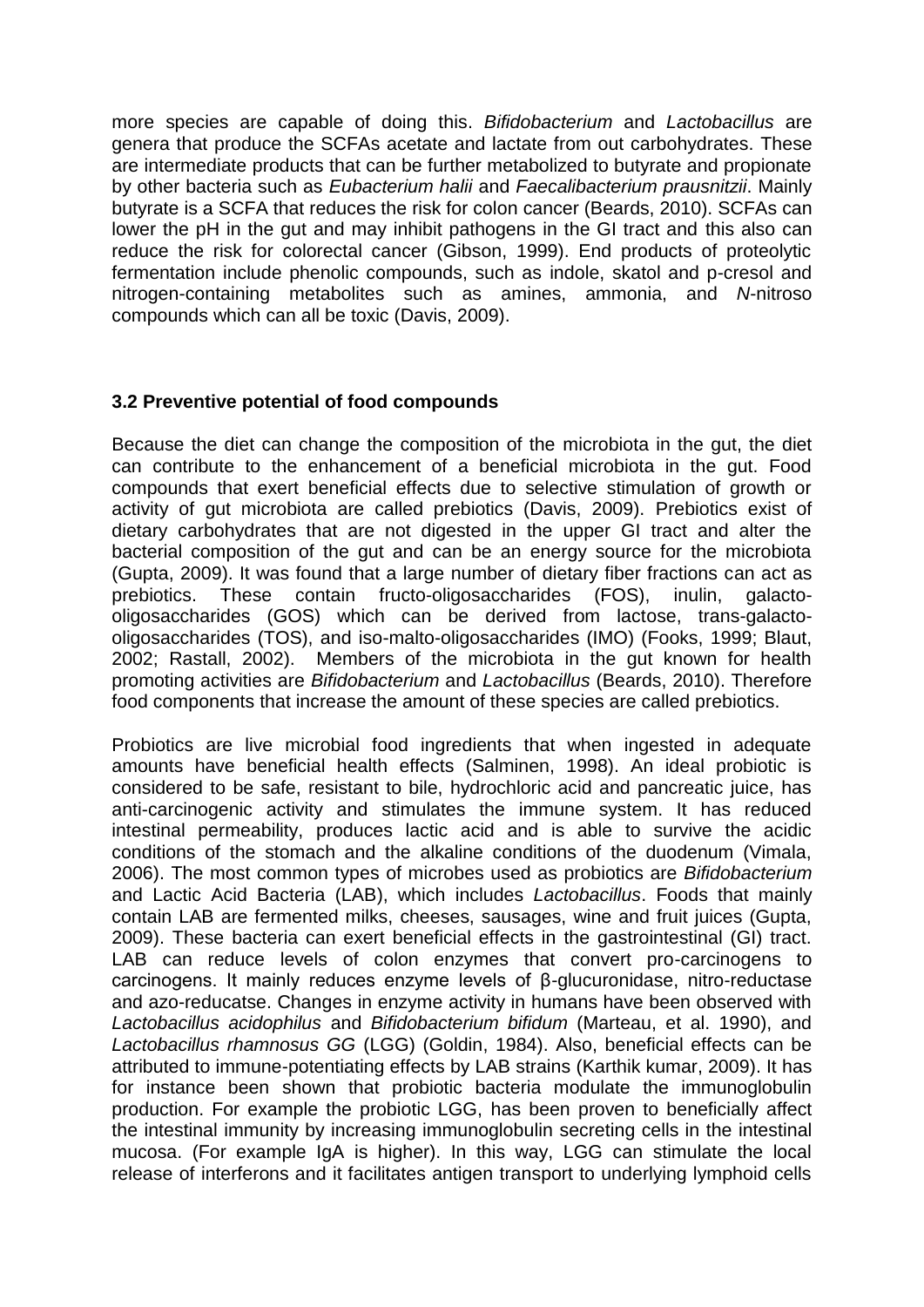more species are capable of doing this. *Bifidobacterium* and *Lactobacillus* are genera that produce the SCFAs acetate and lactate from out carbohydrates. These are intermediate products that can be further metabolized to butyrate and propionate by other bacteria such as *Eubacterium halii* and *Faecalibacterium prausnitzii*. Mainly butyrate is a SCFA that reduces the risk for colon cancer (Beards, 2010). SCFAs can lower the pH in the gut and may inhibit pathogens in the GI tract and this also can reduce the risk for colorectal cancer (Gibson, 1999). End products of proteolytic fermentation include phenolic compounds, such as indole, skatol and p-cresol and nitrogen-containing metabolites such as amines, ammonia, and *N*-nitroso compounds which can all be toxic (Davis, 2009).

### 3.2 Preventive potential of food compounds

Because the diet can change the composition of the microbiota in the gut, the diet can contribute to the enhancement of a beneficial microbiota in the gut. Food compounds that exert beneficial effects due to selective stimulation of growth or activity of gut microbiota are called prebiotics (Davis, 2009). Prebiotics exist of dietary carbohydrates that are not digested in the upper GI tract and alter the bacterial composition of the gut and can be an energy source for the microbiota (Gupta, 2009). It was found that a large number of dietary fiber fractions can act as prebiotics. These contain fructo-oligosaccharides (FOS), inulin, galacto-oligosaccharides (GOS) which can be derived from lactose, trans-galacto-oligosaccharides (TOS), and iso-malto-oligosaccharides (IMO) (Fooks, 1999; Blaut, 2002; Rastall, 2002). Members of the microbiota in the gut known for health promoting activities are *Bifidobacterium* and *Lactobacillus* (Beards, 2010). Therefore food components that increase the amount of these species are called prebiotics.

Probiotics are live microbial food ingredients that when ingested in adequate amounts have beneficial health effects (Salminen, 1998). An ideal probiotic is considered to be safe, resistant to bile, hydrochloric acid and pancreatic juice, has anti-carcinogenic activity and stimulates the immune system. It has reduced intestinal permeability, produces lactic acid and is able to survive the acidic conditions of the stomach and the alkaline conditions of the duodenum (Vimala, 2006). The most common types of microbes used as probiotics are *Bifidobacterium* and Lactic Acid Bacteria (LAB), which includes *Lactobacillus*. Foods that mainly contain LAB are fermented milks, cheeses, sausages, wine and fruit juices (Gupta, 2009). These bacteria can exert beneficial effects in the gastrointestinal (GI) tract. LAB can reduce levels of colon enzymes that convert pro-carcinogens to carcinogens. It mainly reduces enzyme levels of β-glucuronidase, nitro-reductase and azo-reducatse. Changes in enzyme activity in humans have been observed with *Lactobacillus acidophilus* and *Bifidobacterium bifidum* (Marteau, et al. 1990), and *Lactobacillus rhamnosus GG* (LGG) (Goldin, 1984). Also, beneficial effects can be attributed to immune-potentiating effects by LAB strains (Karthik kumar, 2009). It has for instance been shown that probiotic bacteria modulate the immunoglobulin production. For example the probiotic LGG, has been proven to beneficially affect the intestinal immunity by increasing immunoglobulin secreting cells in the intestinal mucosa. (For example IgA is higher). In this way, LGG can stimulate the local release of interferons and it facilitates antigen transport to underlying lymphoid cells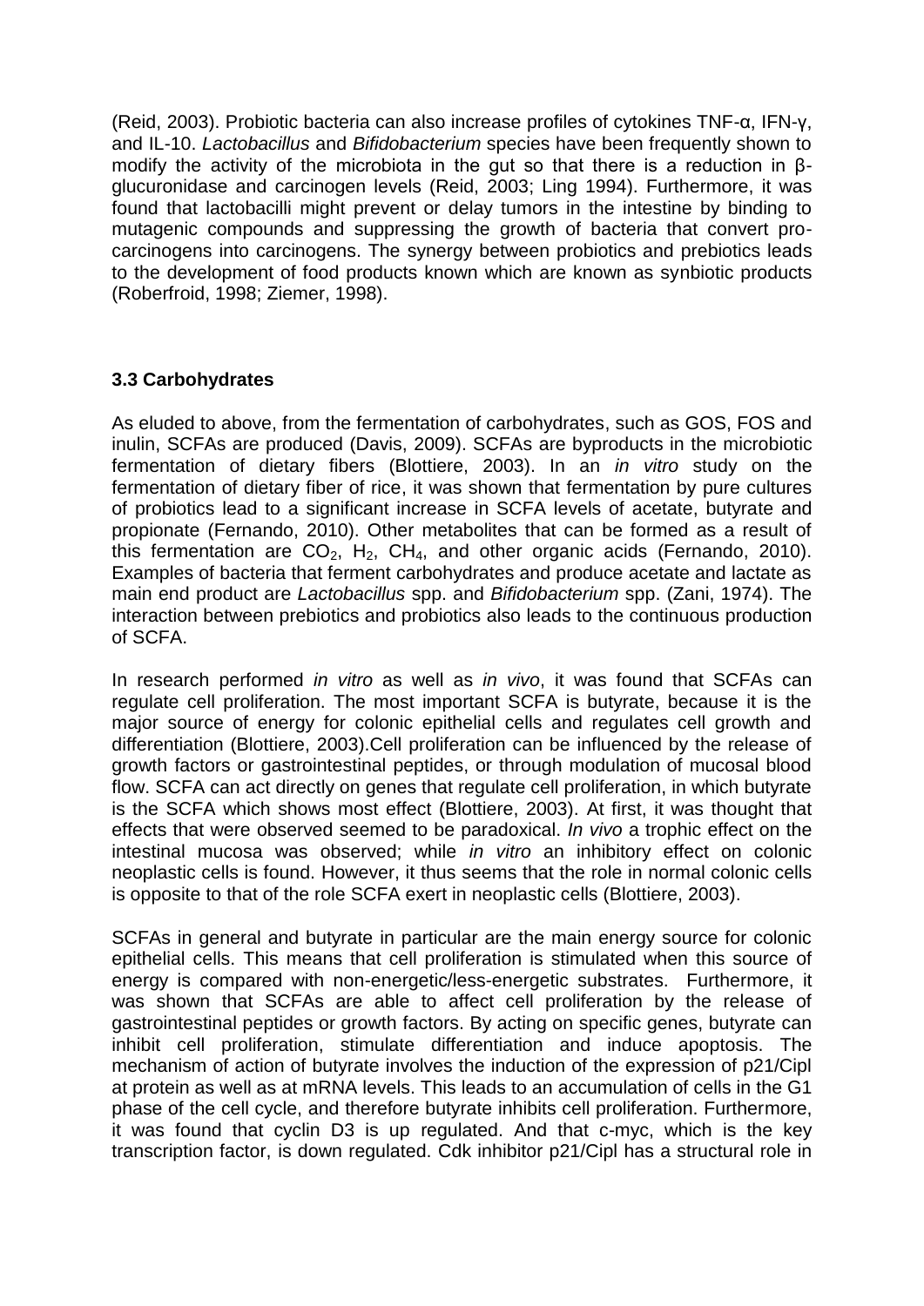(Reid, 2003). Probiotic bacteria can also increase profiles of cytokines TNF-α, IFN-γ, and IL-10. *Lactobacillus* and *Bifidobacterium* species have been frequently shown to modify the activity of the microbiota in the gut so that there is a reduction in β-glucuronidase and carcinogen levels (Reid, 2003; Ling 1994). Furthermore, it was found that lactobacilli might prevent or delay tumors in the intestine by binding to mutagenic compounds and suppressing the growth of bacteria that convert pro-carcinogens into carcinogens. The synergy between probiotics and prebiotics leads to the development of food products known which are known as synbiotic products (Roberfroid, 1998; Ziemer, 1998).

### 3.3 Carbohydrates

As eluded to above, from the fermentation of carbohydrates, such as GOS, FOS and inulin, SCFAs are produced (Davis, 2009). SCFAs are byproducts in the microbiotic fermentation of dietary fibers (Blottiere, 2003). In an *in vitro* study on the fermentation of dietary fiber of rice, it was shown that fermentation by pure cultures of probiotics lead to a significant increase in SCFA levels of acetate, butyrate and propionate (Fernando, 2010). Other metabolites that can be formed as a result of this fermentation are $CO_2$, $H_2$, $CH_4$, and other organic acids (Fernando, 2010). Examples of bacteria that ferment carbohydrates and produce acetate and lactate as main end product are *Lactobacillus* spp. and *Bifidobacterium* spp. (Zani, 1974). The interaction between prebiotics and probiotics also leads to the continuous production of SCFA.

In research performed *in vitro* as well as *in vivo*, it was found that SCFAs can regulate cell proliferation. The most important SCFA is butyrate, because it is the major source of energy for colonic epithelial cells and regulates cell growth and differentiation (Blottiere, 2003).Cell proliferation can be influenced by the release of growth factors or gastrointestinal peptides, or through modulation of mucosal blood flow. SCFA can act directly on genes that regulate cell proliferation, in which butyrate is the SCFA which shows most effect (Blottiere, 2003). At first, it was thought that effects that were observed seemed to be paradoxical. *In vivo* a trophic effect on the intestinal mucosa was observed; while *in vitro* an inhibitory effect on colonic neoplastic cells is found. However, it thus seems that the role in normal colonic cells is opposite to that of the role SCFA exert in neoplastic cells (Blottiere, 2003).

SCFAs in general and butyrate in particular are the main energy source for colonic epithelial cells. This means that cell proliferation is stimulated when this source of energy is compared with non-energetic/less-energetic substrates. Furthermore, it was shown that SCFAs are able to affect cell proliferation by the release of gastrointestinal peptides or growth factors. By acting on specific genes, butyrate can inhibit cell proliferation, stimulate differentiation and induce apoptosis. The mechanism of action of butyrate involves the induction of the expression of p21/Cipl at protein as well as at mRNA levels. This leads to an accumulation of cells in the G1 phase of the cell cycle, and therefore butyrate inhibits cell proliferation. Furthermore, it was found that cyclin D3 is up regulated. And that c-myc, which is the key transcription factor, is down regulated. Cdk inhibitor p21/Cipl has a structural role in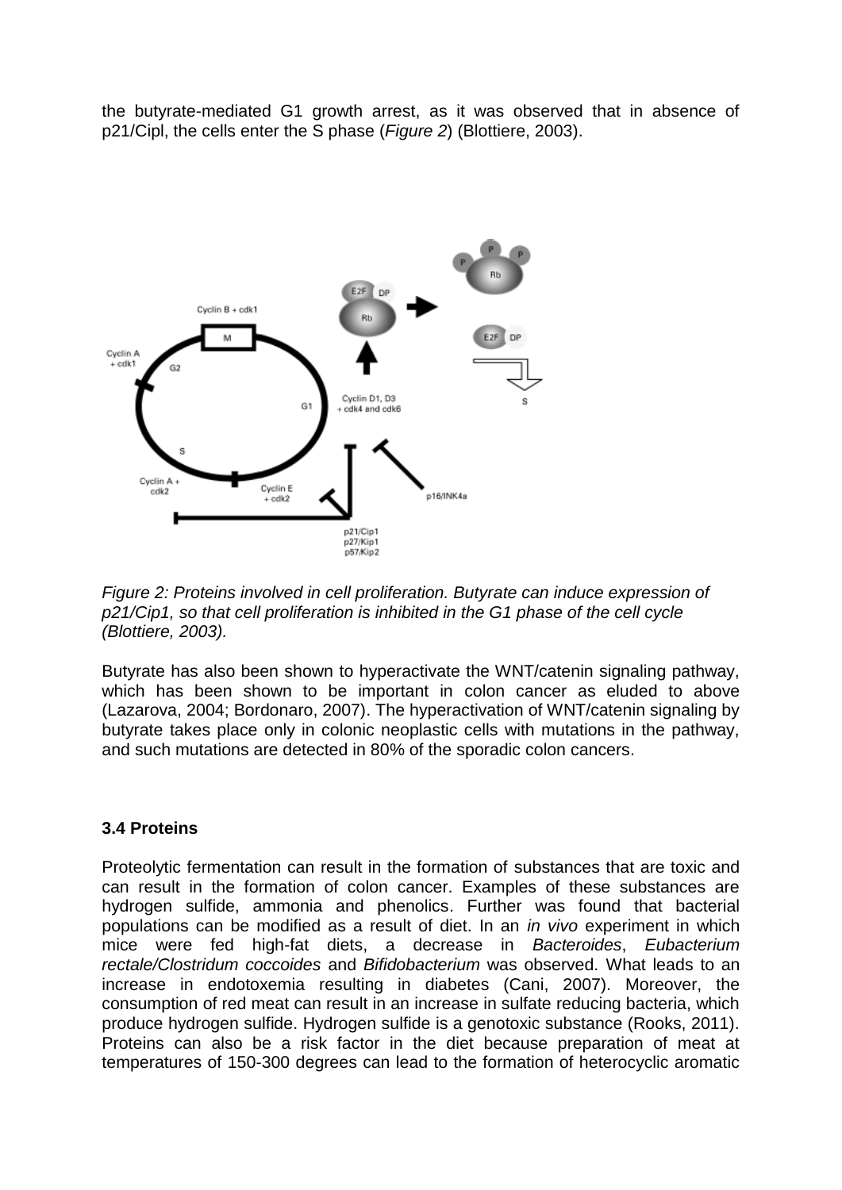the butyrate-mediated G1 growth arrest, as it was observed that in absence of p21/Cipl, the cells enter the S phase (*Figure 2*) (Blottiere, 2003).

*Figure 2: Proteins involved in cell proliferation. Butyrate can induce expression of p21/Cip1, so that cell proliferation is inhibited in the G1 phase of the cell cycle (Blottiere, 2003).*

Butyrate has also been shown to hyperactivate the WNT/catenin signaling pathway, which has been shown to be important in colon cancer as eluded to above (Lazarova, 2004; Bordonaro, 2007). The hyperactivation of WNT/catenin signaling by butyrate takes place only in colonic neoplastic cells with mutations in the pathway, and such mutations are detected in 80% of the sporadic colon cancers.

### 3.4 Proteins

Proteolytic fermentation can result in the formation of substances that are toxic and can result in the formation of colon cancer. Examples of these substances are hydrogen sulfide, ammonia and phenolics. Further was found that bacterial populations can be modified as a result of diet. In an *in vivo* experiment in which mice were fed high-fat diets, a decrease in *Bacteroides*, *Eubacterium rectale/Clostridum coccoides* and *Bifidobacterium* was observed. What leads to an increase in endotoxemia resulting in diabetes (Cani, 2007). Moreover, the consumption of red meat can result in an increase in sulfate reducing bacteria, which produce hydrogen sulfide. Hydrogen sulfide is a genotoxic substance (Rooks, 2011). Proteins can also be a risk factor in the diet because preparation of meat at temperatures of 150-300 degrees can lead to the formation of heterocyclic aromatic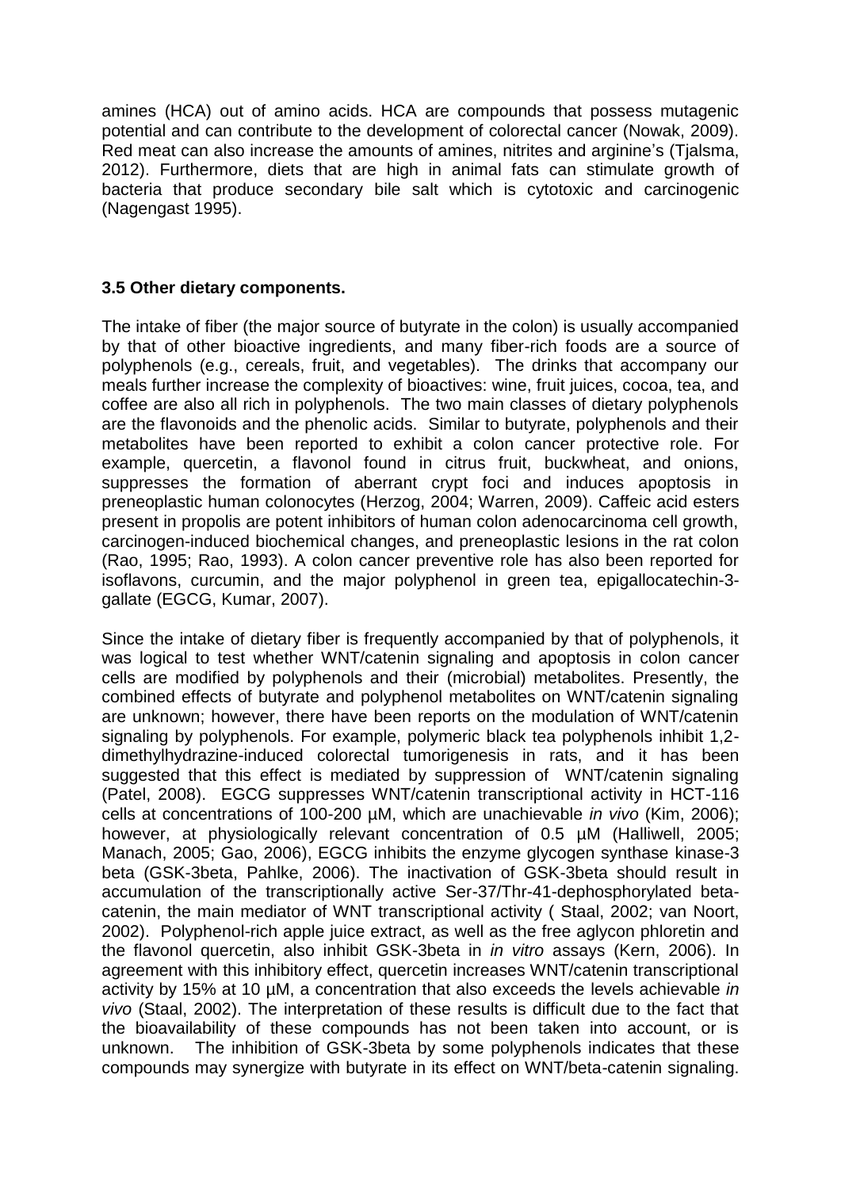amines (HCA) out of amino acids. HCA are compounds that possess mutagenic potential and can contribute to the development of colorectal cancer (Nowak, 2009). Red meat can also increase the amounts of amines, nitrites and arginine's (Tjalsma, 2012). Furthermore, diets that are high in animal fats can stimulate growth of bacteria that produce secondary bile salt which is cytotoxic and carcinogenic (Nagengast 1995).

### 3.5 Other dietary components.

The intake of fiber (the major source of butyrate in the colon) is usually accompanied by that of other bioactive ingredients, and many fiber-rich foods are a source of polyphenols (e.g., cereals, fruit, and vegetables). The drinks that accompany our meals further increase the complexity of bioactives: wine, fruit juices, cocoa, tea, and coffee are also all rich in polyphenols. The two main classes of dietary polyphenols are the flavonoids and the phenolic acids. Similar to butyrate, polyphenols and their metabolites have been reported to exhibit a colon cancer protective role. For example, quercetin, a flavonol found in citrus fruit, buckwheat, and onions, suppresses the formation of aberrant crypt foci and induces apoptosis in preneoplastic human colonocytes (Herzog, 2004; Warren, 2009). Caffeic acid esters present in propolis are potent inhibitors of human colon adenocarcinoma cell growth, carcinogen-induced biochemical changes, and preneoplastic lesions in the rat colon (Rao, 1995; Rao, 1993). A colon cancer preventive role has also been reported for isoflavons, curcumin, and the major polyphenol in green tea, epigallocatechin-3-gallate (EGCG, Kumar, 2007).

Since the intake of dietary fiber is frequently accompanied by that of polyphenols, it was logical to test whether WNT/catenin signaling and apoptosis in colon cancer cells are modified by polyphenols and their (microbial) metabolites. Presently, the combined effects of butyrate and polyphenol metabolites on WNT/catenin signaling are unknown; however, there have been reports on the modulation of WNT/catenin signaling by polyphenols. For example, polymeric black tea polyphenols inhibit 1,2-dimethylhydrazine-induced colorectal tumorigenesis in rats, and it has been suggested that this effect is mediated by suppression of WNT/catenin signaling (Patel, 2008). EGCG suppresses WNT/catenin transcriptional activity in HCT-116 cells at concentrations of 100-200 µM, which are unachievable *in vivo* (Kim, 2006); however, at physiologically relevant concentration of 0.5 µM (Halliwell, 2005; Manach, 2005; Gao, 2006), EGCG inhibits the enzyme glycogen synthase kinase-3 beta (GSK-3beta, Pahlke, 2006). The inactivation of GSK-3beta should result in accumulation of the transcriptionally active Ser-37/Thr-41-dephosphorylated beta-catenin, the main mediator of WNT transcriptional activity ( Staal, 2002; van Noort, 2002). Polyphenol-rich apple juice extract, as well as the free aglycon phloretin and the flavonol quercetin, also inhibit GSK-3beta in *in vitro* assays (Kern, 2006). In agreement with this inhibitory effect, quercetin increases WNT/catenin transcriptional activity by 15% at 10 µM, a concentration that also exceeds the levels achievable *in vivo* (Staal, 2002). The interpretation of these results is difficult due to the fact that the bioavailability of these compounds has not been taken into account, or is unknown. The inhibition of GSK-3beta by some polyphenols indicates that these compounds may synergize with butyrate in its effect on WNT/beta-catenin signaling.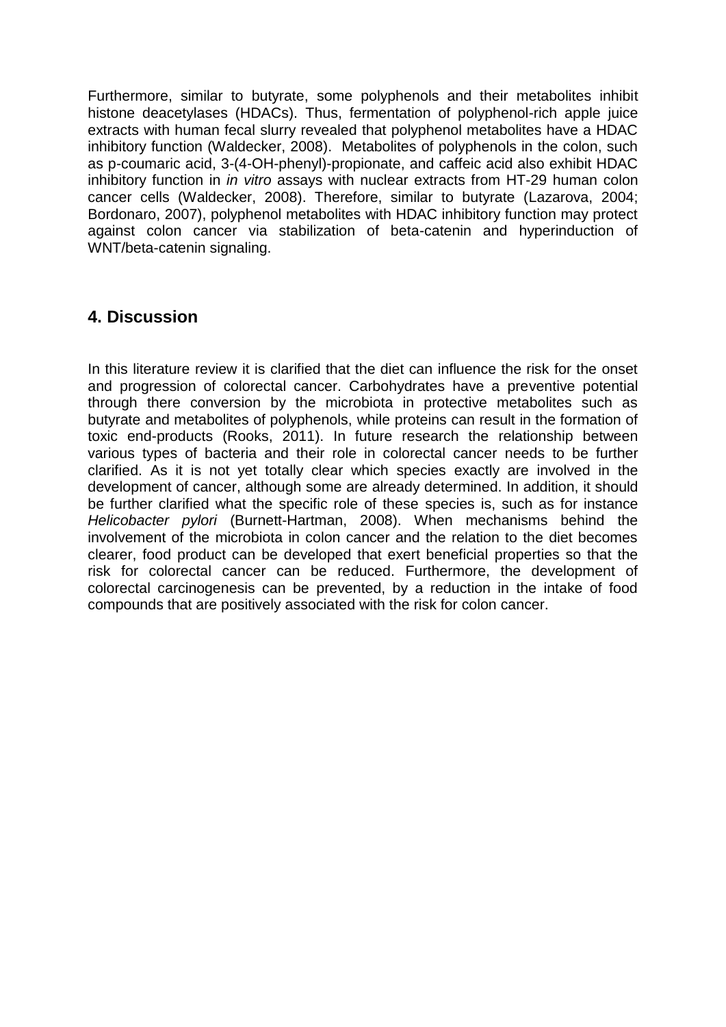Furthermore, similar to butyrate, some polyphenols and their metabolites inhibit histone deacetylases (HDACs). Thus, fermentation of polyphenol-rich apple juice extracts with human fecal slurry revealed that polyphenol metabolites have a HDAC inhibitory function (Waldecker, 2008). Metabolites of polyphenols in the colon, such as p-coumaric acid, 3-(4-OH-phenyl)-propionate, and caffeic acid also exhibit HDAC inhibitory function in *in vitro* assays with nuclear extracts from HT-29 human colon cancer cells (Waldecker, 2008). Therefore, similar to butyrate (Lazarova, 2004; Bordonaro, 2007), polyphenol metabolites with HDAC inhibitory function may protect against colon cancer via stabilization of beta-catenin and hyperinduction of WNT/beta-catenin signaling.

## 4. Discussion

In this literature review it is clarified that the diet can influence the risk for the onset and progression of colorectal cancer. Carbohydrates have a preventive potential through there conversion by the microbiota in protective metabolites such as butyrate and metabolites of polyphenols, while proteins can result in the formation of toxic end-products (Rooks, 2011). In future research the relationship between various types of bacteria and their role in colorectal cancer needs to be further clarified. As it is not yet totally clear which species exactly are involved in the development of cancer, although some are already determined. In addition, it should be further clarified what the specific role of these species is, such as for instance *Helicobacter pylori* (Burnett-Hartman, 2008). When mechanisms behind the involvement of the microbiota in colon cancer and the relation to the diet becomes clearer, food product can be developed that exert beneficial properties so that the risk for colorectal cancer can be reduced. Furthermore, the development of colorectal carcinogenesis can be prevented, by a reduction in the intake of food compounds that are positively associated with the risk for colon cancer.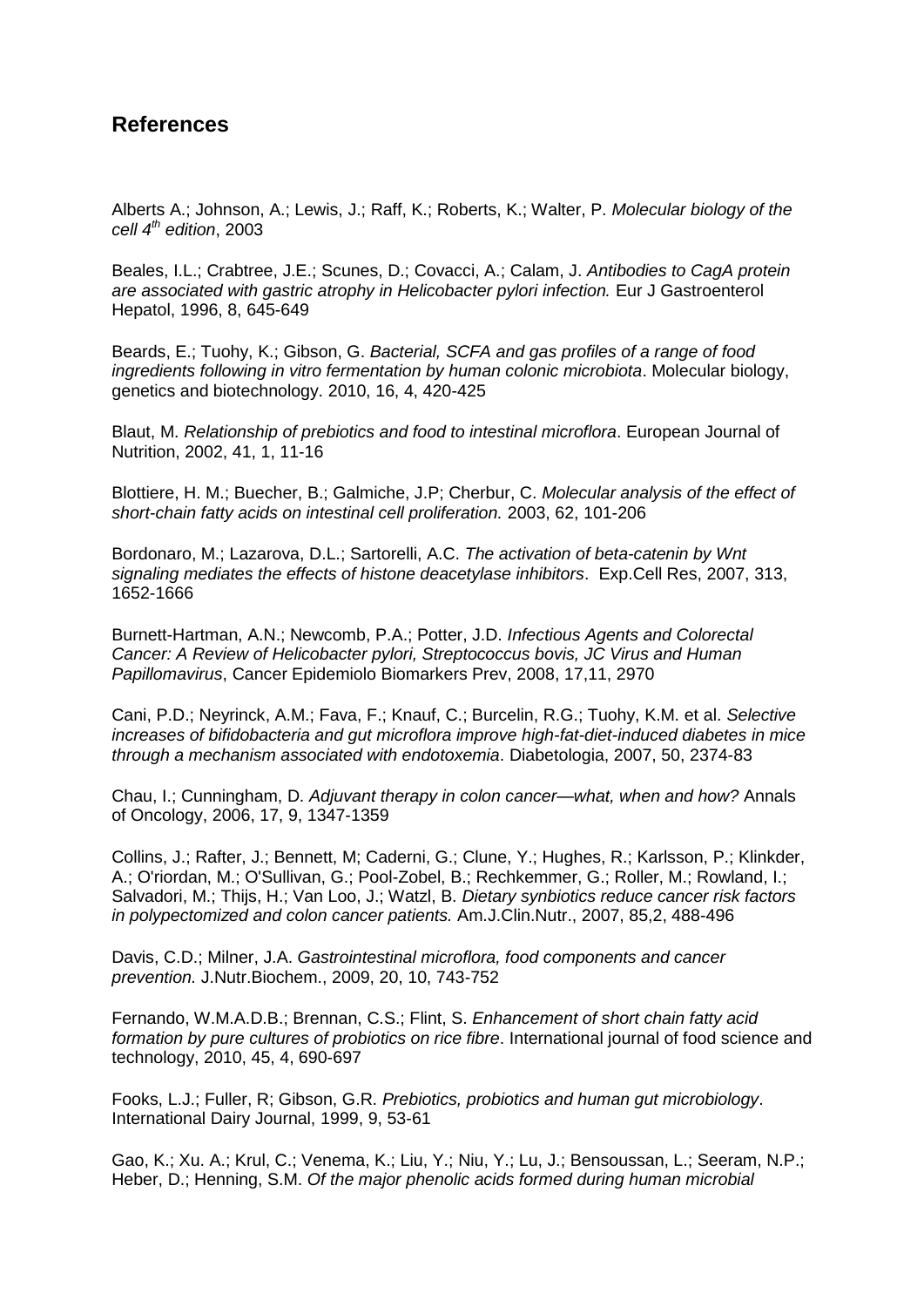## References

Alberts A.; Johnson, A.; Lewis, J.; Raff, K.; Roberts, K.; Walter, P. *Molecular biology of the cell 4$^{th}$ edition*, 2003

Beales, I.L.; Crabtree, J.E.; Scunes, D.; Covacci, A.; Calam, J. *Antibodies to CagA protein are associated with gastric atrophy in Helicobacter pylori infection.* Eur J Gastroenterol Hepatol, 1996, 8, 645-649

Beards, E.; Tuohy, K.; Gibson, G. *Bacterial, SCFA and gas profiles of a range of food ingredients following in vitro fermentation by human colonic microbiota*. Molecular biology, genetics and biotechnology. 2010, 16, 4, 420-425

Blaut, M. *Relationship of prebiotics and food to intestinal microflora*. European Journal of Nutrition, 2002, 41, 1, 11-16

Blottiere, H. M.; Buecher, B.; Galmiche, J.P; Cherbur, C. *Molecular analysis of the effect of short-chain fatty acids on intestinal cell proliferation.* 2003, 62, 101-206

Bordonaro, M.; Lazarova, D.L.; Sartorelli, A.C. *The activation of beta-catenin by Wnt signaling mediates the effects of histone deacetylase inhibitors*. Exp.Cell Res, 2007, 313, 1652-1666

Burnett-Hartman, A.N.; Newcomb, P.A.; Potter, J.D. *Infectious Agents and Colorectal Cancer: A Review of Helicobacter pylori, Streptococcus bovis, JC Virus and Human Papillomavirus*, Cancer Epidemiolo Biomarkers Prev, 2008, 17,11, 2970

Cani, P.D.; Neyrinck, A.M.; Fava, F.; Knauf, C.; Burcelin, R.G.; Tuohy, K.M. et al. *Selective increases of bifidobacteria and gut microflora improve high-fat-diet-induced diabetes in mice through a mechanism associated with endotoxemia*. Diabetologia, 2007, 50, 2374-83

Chau, I.; Cunningham, D. *Adjuvant therapy in colon cancer—what, when and how?* Annals of Oncology, 2006, 17, 9, 1347-1359

Collins, J.; Rafter, J.; Bennett, M; Caderni, G.; Clune, Y.; Hughes, R.; Karlsson, P.; Klinkder, A.; O'riordan, M.; O'Sullivan, G.; Pool-Zobel, B.; Rechkemmer, G.; Roller, M.; Rowland, I.; Salvadori, M.; Thijs, H.; Van Loo, J.; Watzl, B. *Dietary synbiotics reduce cancer risk factors in polypectomized and colon cancer patients.* Am.J.Clin.Nutr., 2007, 85,2, 488-496

Davis, C.D.; Milner, J.A. *Gastrointestinal microflora, food components and cancer prevention.* J.Nutr.Biochem., 2009, 20, 10, 743-752

Fernando, W.M.A.D.B.; Brennan, C.S.; Flint, S. *Enhancement of short chain fatty acid formation by pure cultures of probiotics on rice fibre*. International journal of food science and technology, 2010, 45, 4, 690-697

Fooks, L.J.; Fuller, R; Gibson, G.R. *Prebiotics, probiotics and human gut microbiology*. International Dairy Journal, 1999, 9, 53-61

Gao, K.; Xu. A.; Krul, C.; Venema, K.; Liu, Y.; Niu, Y.; Lu, J.; Bensoussan, L.; Seeram, N.P.; Heber, D.; Henning, S.M. *Of the major phenolic acids formed during human microbial*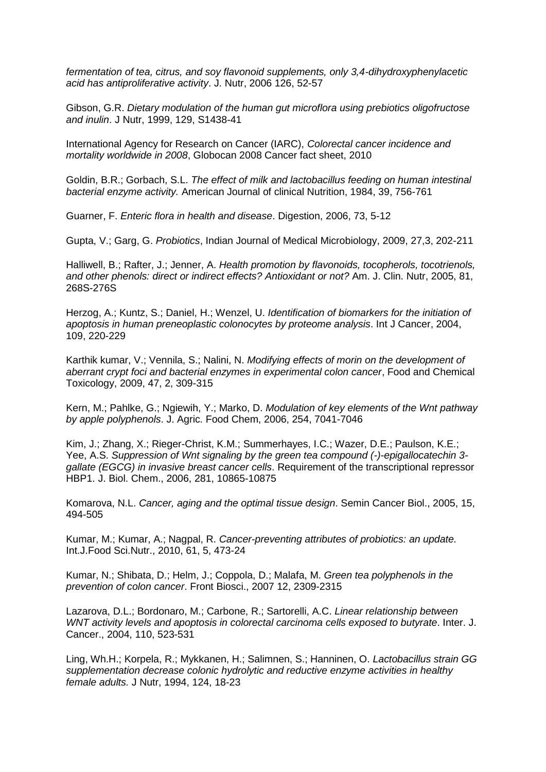*fermentation of tea, citrus, and soy flavonoid supplements, only 3,4-dihydroxyphenylacetic acid has antiproliferative activity*. J. Nutr, 2006 126, 52-57

Gibson, G.R. *Dietary modulation of the human gut microflora using prebiotics oligofructose and inulin*. J Nutr, 1999, 129, S1438-41

International Agency for Research on Cancer (IARC), *Colorectal cancer incidence and mortality worldwide in 2008*, Globocan 2008 Cancer fact sheet, 2010

Goldin, B.R.; Gorbach, S.L. *The effect of milk and lactobacillus feeding on human intestinal bacterial enzyme activity.* American Journal of clinical Nutrition, 1984, 39, 756-761

Guarner, F. *Enteric flora in health and disease*. Digestion, 2006, 73, 5-12

Gupta, V.; Garg, G. *Probiotics*, Indian Journal of Medical Microbiology, 2009, 27,3, 202-211

Halliwell, B.; Rafter, J.; Jenner, A. *Health promotion by flavonoids, tocopherols, tocotrienols, and other phenols: direct or indirect effects? Antioxidant or not?* Am. J. Clin. Nutr, 2005, 81, 268S-276S

Herzog, A.; Kuntz, S.; Daniel, H.; Wenzel, U. *Identification of biomarkers for the initiation of apoptosis in human preneoplastic colonocytes by proteome analysis*. Int J Cancer, 2004, 109, 220-229

Karthik kumar, V.; Vennila, S.; Nalini, N. *Modifying effects of morin on the development of aberrant crypt foci and bacterial enzymes in experimental colon cancer*, Food and Chemical Toxicology, 2009, 47, 2, 309-315

Kern, M.; Pahlke, G.; Ngiewih, Y.; Marko, D. *Modulation of key elements of the Wnt pathway by apple polyphenols*. J. Agric. Food Chem, 2006, 254, 7041-7046

Kim, J.; Zhang, X.; Rieger-Christ, K.M.; Summerhayes, I.C.; Wazer, D.E.; Paulson, K.E.; Yee, A.S. *Suppression of Wnt signaling by the green tea compound (-)-epigallocatechin 3-gallate (EGCG) in invasive breast cancer cells*. Requirement of the transcriptional repressor HBP1. J. Biol. Chem., 2006, 281, 10865-10875

Komarova, N.L. *Cancer, aging and the optimal tissue design*. Semin Cancer Biol., 2005, 15, 494-505

Kumar, M.; Kumar, A.; Nagpal, R. *Cancer-preventing attributes of probiotics: an update.* Int.J.Food Sci.Nutr., 2010, 61, 5, 473-24

Kumar, N.; Shibata, D.; Helm, J.; Coppola, D.; Malafa, M. *Green tea polyphenols in the prevention of colon cancer*. Front Biosci., 2007 12, 2309-2315

Lazarova, D.L.; Bordonaro, M.; Carbone, R.; Sartorelli, A.C. *Linear relationship between WNT activity levels and apoptosis in colorectal carcinoma cells exposed to butyrate*. Inter. J. Cancer., 2004, 110, 523-531

Ling, Wh.H.; Korpela, R.; Mykkanen, H.; Salimnen, S.; Hanninen, O. *Lactobacillus strain GG supplementation decrease colonic hydrolytic and reductive enzyme activities in healthy female adults.* J Nutr, 1994, 124, 18-23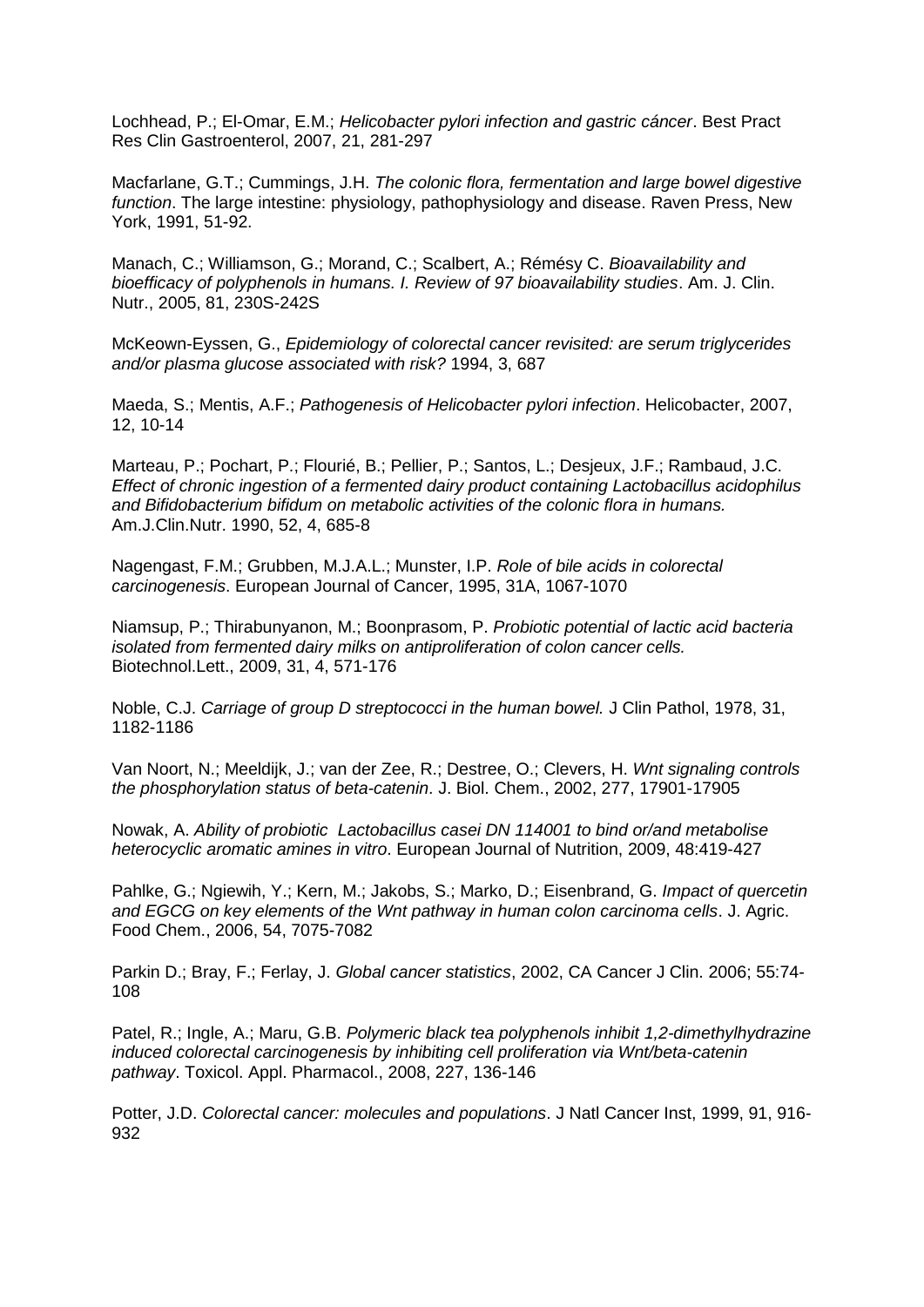Lochhead, P.; El-Omar, E.M.; *Helicobacter pylori infection and gastric cáncer*. Best Pract Res Clin Gastroenterol, 2007, 21, 281-297

Macfarlane, G.T.; Cummings, J.H. *The colonic flora, fermentation and large bowel digestive function*. The large intestine: physiology, pathophysiology and disease. Raven Press, New York, 1991, 51-92.

Manach, C.; Williamson, G.; Morand, C.; Scalbert, A.; Rémésy C. *Bioavailability and bioefficacy of polyphenols in humans. I. Review of 97 bioavailability studies*. Am. J. Clin. Nutr., 2005, 81, 230S-242S

McKeown-Eyssen, G., *Epidemiology of colorectal cancer revisited: are serum triglycerides and/or plasma glucose associated with risk?* 1994, 3, 687

Maeda, S.; Mentis, A.F.; *Pathogenesis of Helicobacter pylori infection*. Helicobacter, 2007, 12, 10-14

Marteau, P.; Pochart, P.; Flourié, B.; Pellier, P.; Santos, L.; Desjeux, J.F.; Rambaud, J.C. *Effect of chronic ingestion of a fermented dairy product containing Lactobacillus acidophilus and Bifidobacterium bifidum on metabolic activities of the colonic flora in humans.* Am.J.Clin.Nutr. 1990, 52, 4, 685-8

Nagengast, F.M.; Grubben, M.J.A.L.; Munster, I.P. *Role of bile acids in colorectal carcinogenesis*. European Journal of Cancer, 1995, 31A, 1067-1070

Niamsup, P.; Thirabunyanon, M.; Boonprasom, P. *Probiotic potential of lactic acid bacteria isolated from fermented dairy milks on antiproliferation of colon cancer cells.* Biotechnol.Lett., 2009, 31, 4, 571-176

Noble, C.J. *Carriage of group D streptococci in the human bowel.* J Clin Pathol, 1978, 31, 1182-1186

Van Noort, N.; Meeldijk, J.; van der Zee, R.; Destree, O.; Clevers, H. *Wnt signaling controls the phosphorylation status of beta-catenin*. J. Biol. Chem., 2002, 277, 17901-17905

Nowak, A. *Ability of probiotic Lactobacillus casei DN 114001 to bind or/and metabolise heterocyclic aromatic amines in vitro*. European Journal of Nutrition, 2009, 48:419-427

Pahlke, G.; Ngiewih, Y.; Kern, M.; Jakobs, S.; Marko, D.; Eisenbrand, G. *Impact of quercetin and EGCG on key elements of the Wnt pathway in human colon carcinoma cells*. J. Agric. Food Chem., 2006, 54, 7075-7082

Parkin D.; Bray, F.; Ferlay, J. *Global cancer statistics*, 2002, CA Cancer J Clin. 2006; 55:74-108

Patel, R.; Ingle, A.; Maru, G.B. *Polymeric black tea polyphenols inhibit 1,2-dimethylhydrazine induced colorectal carcinogenesis by inhibiting cell proliferation via Wnt/beta-catenin pathway*. Toxicol. Appl. Pharmacol., 2008, 227, 136-146

Potter, J.D. *Colorectal cancer: molecules and populations*. J Natl Cancer Inst, 1999, 91, 916-932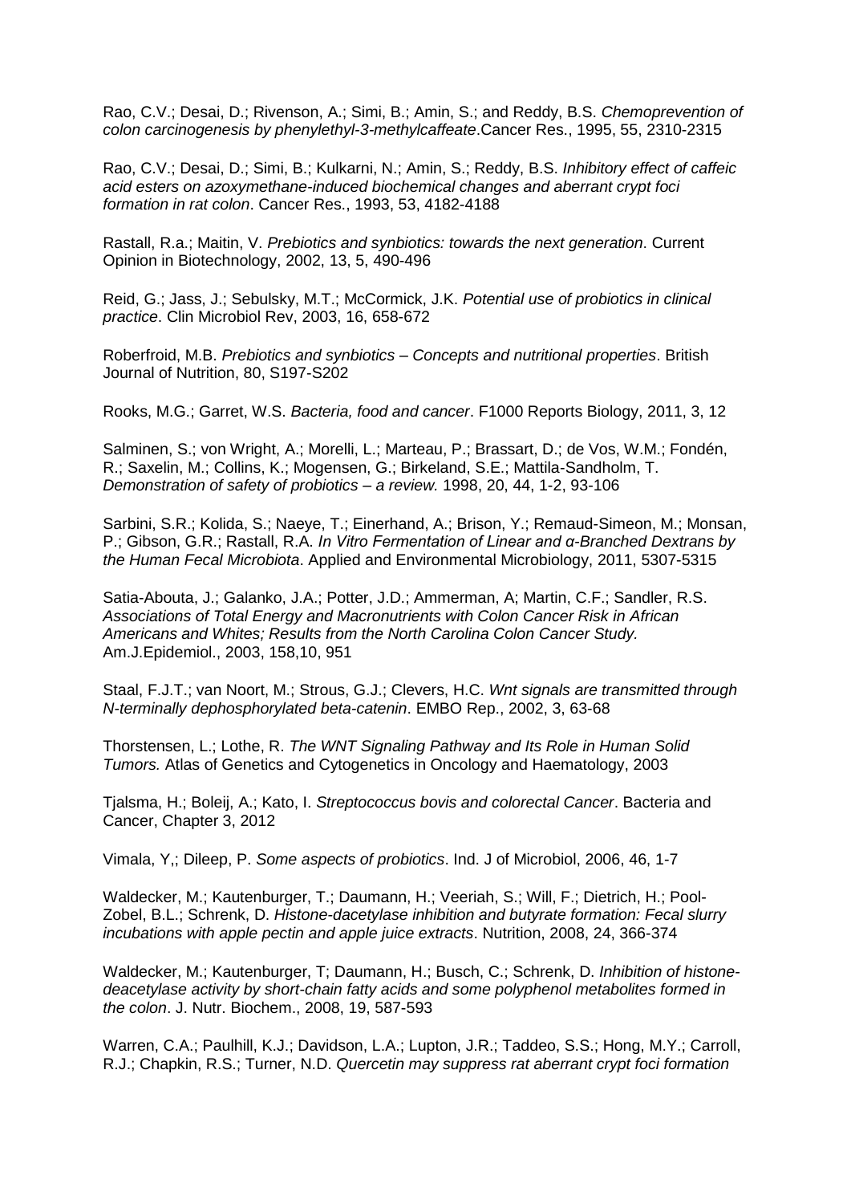Rao, C.V.; Desai, D.; Rivenson, A.; Simi, B.; Amin, S.; and Reddy, B.S. *Chemoprevention of colon carcinogenesis by phenylethyl-3-methylcaffeate*.Cancer Res., 1995, 55, 2310-2315

Rao, C.V.; Desai, D.; Simi, B.; Kulkarni, N.; Amin, S.; Reddy, B.S. *Inhibitory effect of caffeic acid esters on azoxymethane-induced biochemical changes and aberrant crypt foci formation in rat colon*. Cancer Res., 1993, 53, 4182-4188

Rastall, R.a.; Maitin, V. *Prebiotics and synbiotics: towards the next generation*. Current Opinion in Biotechnology, 2002, 13, 5, 490-496

Reid, G.; Jass, J.; Sebulsky, M.T.; McCormick, J.K. *Potential use of probiotics in clinical practice*. Clin Microbiol Rev, 2003, 16, 658-672

Roberfroid, M.B. *Prebiotics and synbiotics – Concepts and nutritional properties*. British Journal of Nutrition, 80, S197-S202

Rooks, M.G.; Garret, W.S. *Bacteria, food and cancer*. F1000 Reports Biology, 2011, 3, 12

Salminen, S.; von Wright, A.; Morelli, L.; Marteau, P.; Brassart, D.; de Vos, W.M.; Fondén, R.; Saxelin, M.; Collins, K.; Mogensen, G.; Birkeland, S.E.; Mattila-Sandholm, T. *Demonstration of safety of probiotics – a review.* 1998, 20, 44, 1-2, 93-106

Sarbini, S.R.; Kolida, S.; Naeye, T.; Einerhand, A.; Brison, Y.; Remaud-Simeon, M.; Monsan, P.; Gibson, G.R.; Rastall, R.A. *In Vitro Fermentation of Linear and α-Branched Dextrans by the Human Fecal Microbiota*. Applied and Environmental Microbiology, 2011, 5307-5315

Satia-Abouta, J.; Galanko, J.A.; Potter, J.D.; Ammerman, A; Martin, C.F.; Sandler, R.S. *Associations of Total Energy and Macronutrients with Colon Cancer Risk in African Americans and Whites; Results from the North Carolina Colon Cancer Study.* Am.J.Epidemiol., 2003, 158,10, 951

Staal, F.J.T.; van Noort, M.; Strous, G.J.; Clevers, H.C. *Wnt signals are transmitted through N-terminally dephosphorylated beta-catenin*. EMBO Rep., 2002, 3, 63-68

Thorstensen, L.; Lothe, R. *The WNT Signaling Pathway and Its Role in Human Solid Tumors.* Atlas of Genetics and Cytogenetics in Oncology and Haematology, 2003

Tjalsma, H.; Boleij, A.; Kato, I. *Streptococcus bovis and colorectal Cancer*. Bacteria and Cancer, Chapter 3, 2012

Vimala, Y,; Dileep, P. *Some aspects of probiotics*. Ind. J of Microbiol, 2006, 46, 1-7

Waldecker, M.; Kautenburger, T.; Daumann, H.; Veeriah, S.; Will, F.; Dietrich, H.; Pool-Zobel, B.L.; Schrenk, D. *Histone-dacetylase inhibition and butyrate formation: Fecal slurry incubations with apple pectin and apple juice extracts*. Nutrition, 2008, 24, 366-374

Waldecker, M.; Kautenburger, T; Daumann, H.; Busch, C.; Schrenk, D. *Inhibition of histone-deacetylase activity by short-chain fatty acids and some polyphenol metabolites formed in the colon*. J. Nutr. Biochem., 2008, 19, 587-593

Warren, C.A.; Paulhill, K.J.; Davidson, L.A.; Lupton, J.R.; Taddeo, S.S.; Hong, M.Y.; Carroll, R.J.; Chapkin, R.S.; Turner, N.D. *Quercetin may suppress rat aberrant crypt foci formation*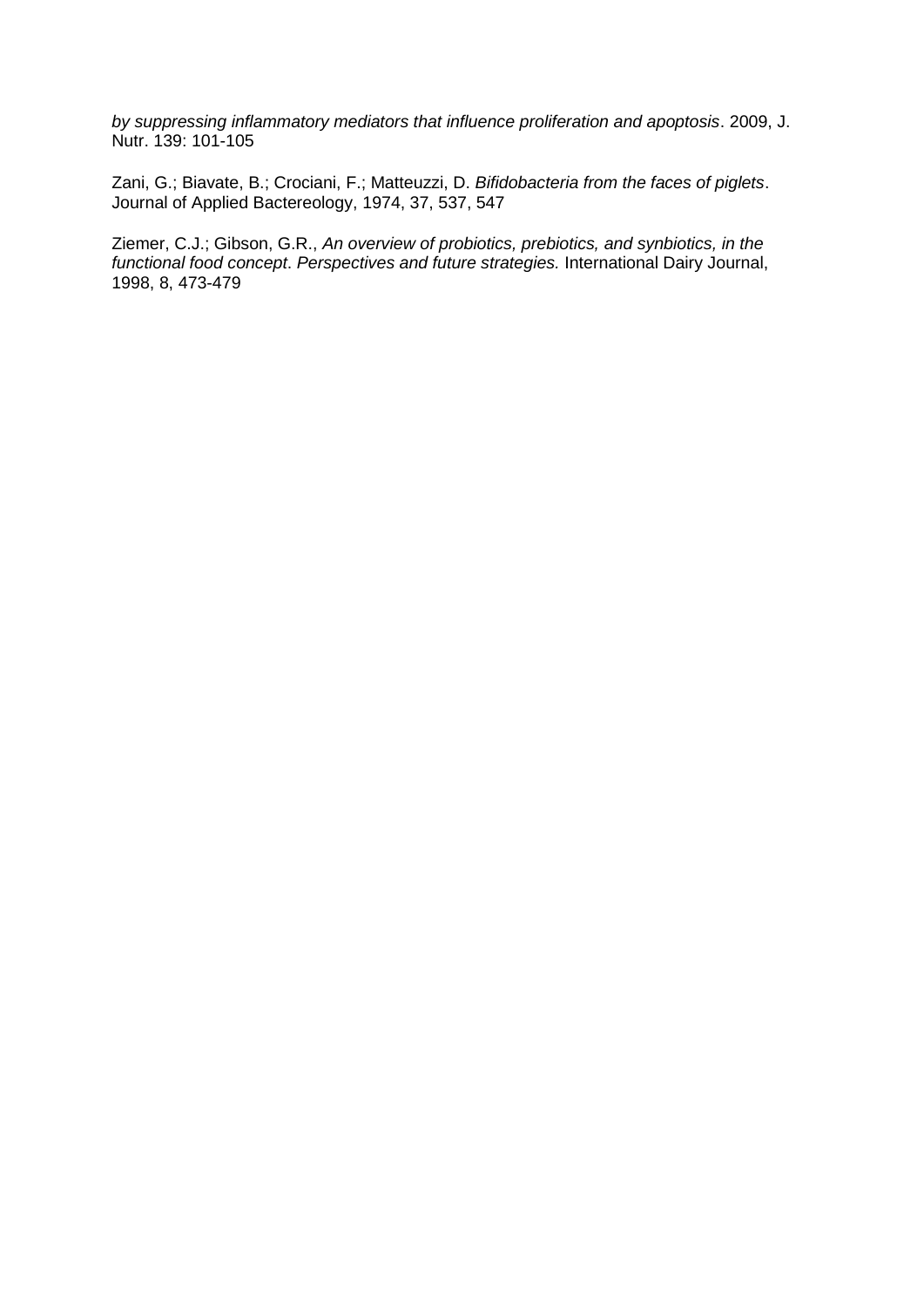*by suppressing inflammatory mediators that influence proliferation and apoptosis*. 2009, J. Nutr. 139: 101-105

Zani, G.; Biavate, B.; Crociani, F.; Matteuzzi, D. *Bifidobacteria from the faces of piglets*. Journal of Applied Bactereology, 1974, 37, 537, 547

Ziemer, C.J.; Gibson, G.R., *An overview of probiotics, prebiotics, and synbiotics, in the functional food concept. Perspectives and future strategies.* International Dairy Journal, 1998, 8, 473-479